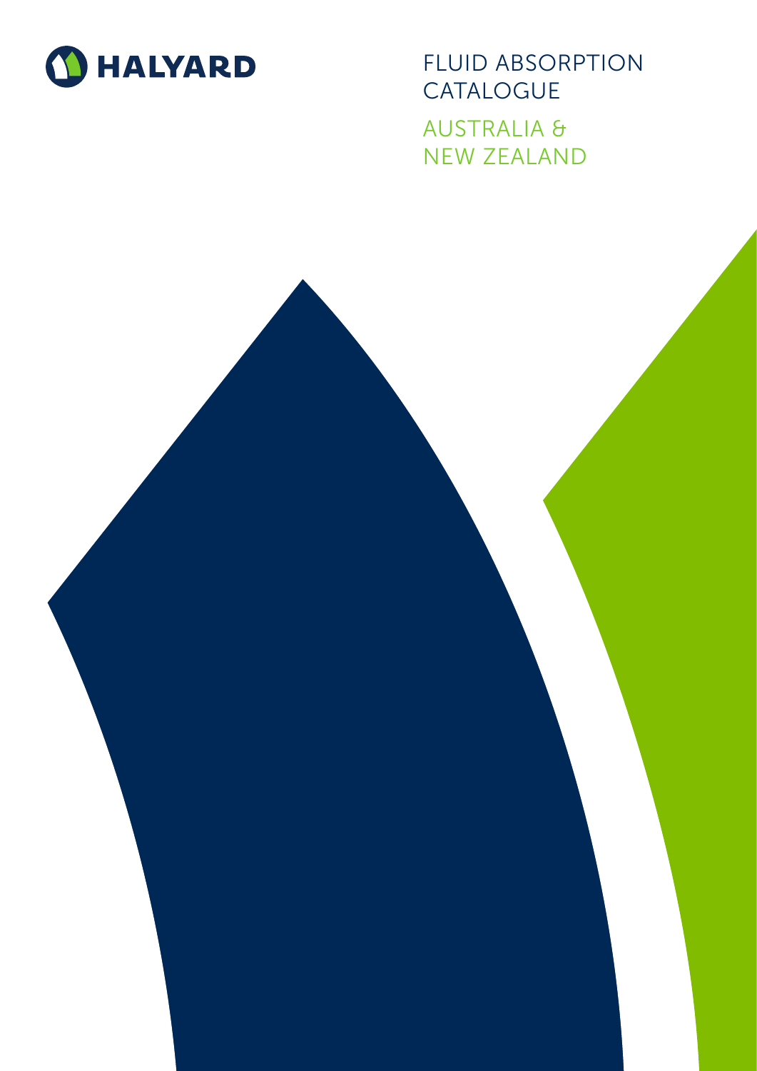HALYARD

# FLUID ABSORPTION CATALOGUE

## AUSTRALIA & NEW ZEALAND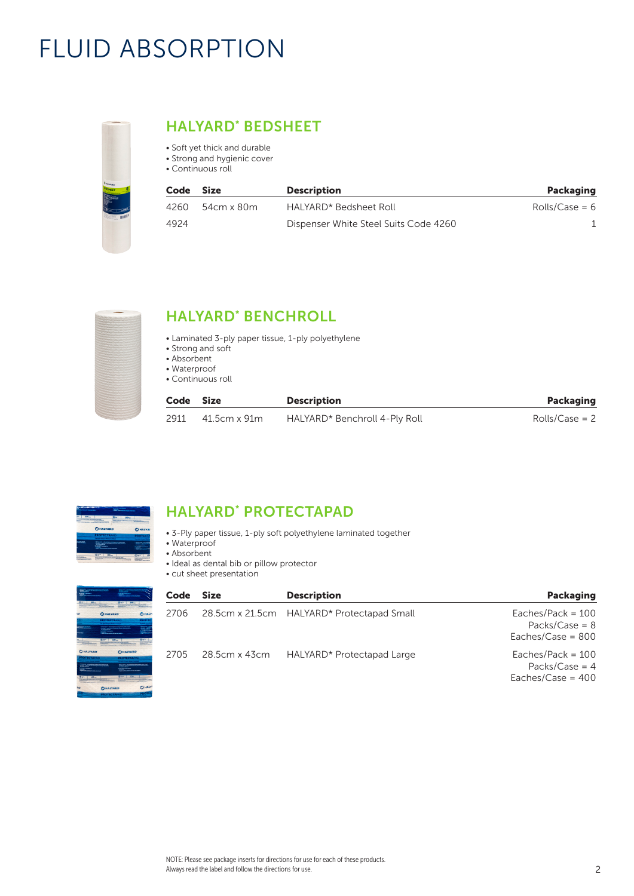# FLUID ABSORPTION

## HALYARD* BEDSHEET

- Soft yet thick and durable
- Strong and hygienic cover
- Continuous roll

| Code | Size | Description | Packaging |
|---|---|---|---|
| 4260 | 54cm x 80m | HALYARD* Bedsheet Roll | Rolls/Case = 6 |
| 4924 | | Dispenser White Steel Suits Code 4260 | 1 |

## HALYARD* BENCHROLL

- Laminated 3-ply paper tissue, 1-ply polyethylene
- Strong and soft
- Absorbent
- Waterproof
- Continuous roll

| Code | Size | Description | Packaging |
|---|---|---|---|
| 2911 | 41.5cm x 91m | HALYARD* Benchroll 4-Ply Roll | Rolls/Case = 2 |

## HALYARD* PROTECTAPAD

- 3-Ply paper tissue, 1-ply soft polyethylene laminated together
- Waterproof
- Absorbent
- Ideal as dental bib or pillow protector
- cut sheet presentation

| Code | Size | Description | Packaging |
|---|---|---|---|
| 2706 | 28.5cm x 21.5cm | HALYARD* Protectapad Small | Eaches/Pack = 100<br>Packs/Case = 8<br>Eaches/Case = 800 |
| 2705 | 28.5cm x 43cm | HALYARD* Protectapad Large | Eaches/Pack = 100<br>Packs/Case = 4<br>Eaches/Case = 400 |

NOTE: Please see package inserts for directions for use for each of these products.
Always read the label and follow the directions for use.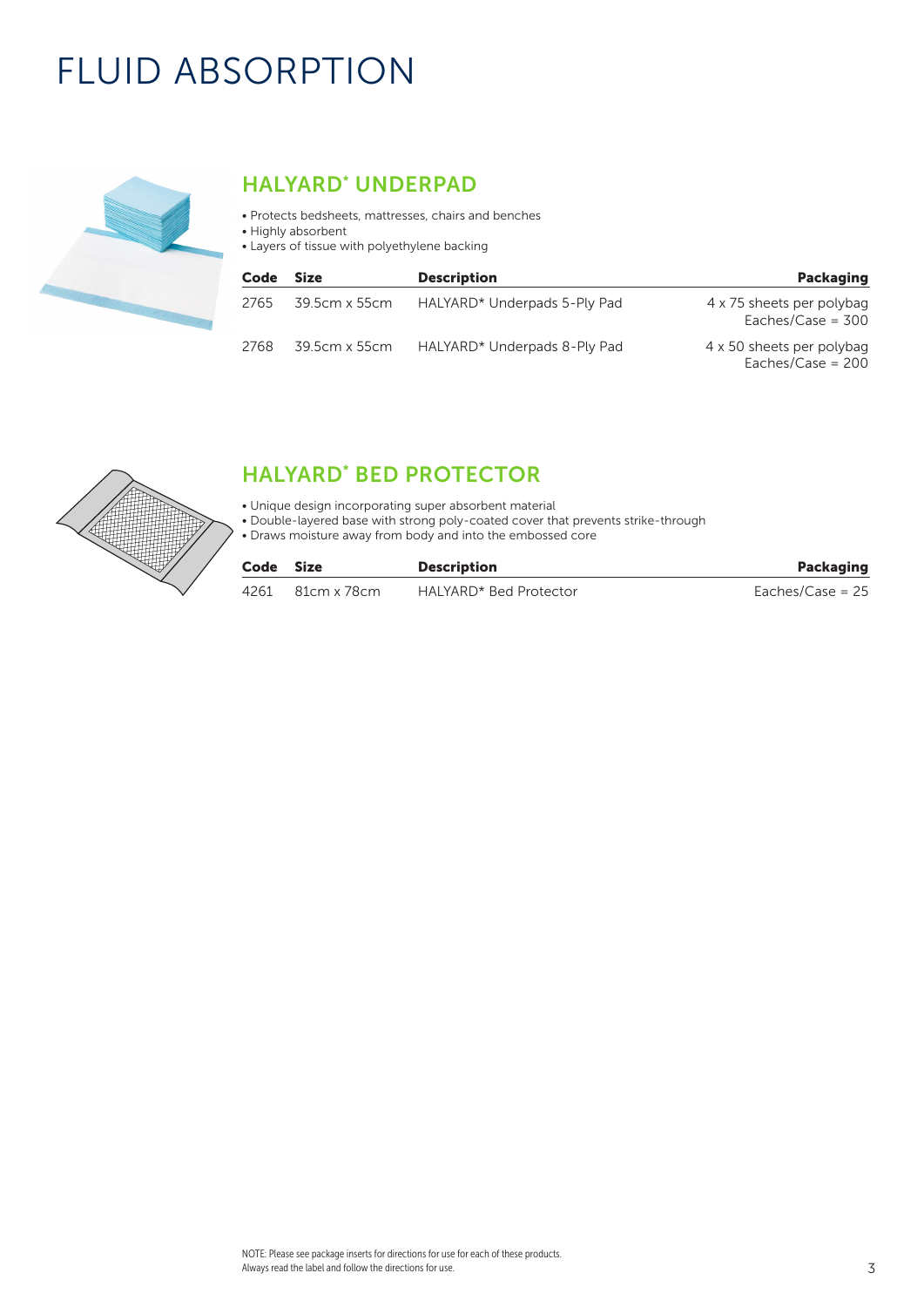# FLUID ABSORPTION

## HALYARD* UNDERPAD

- Protects bedsheets, mattresses, chairs and benches
- Highly absorbent
- Layers of tissue with polyethylene backing

| Code | Size | Description | Packaging |
|---|---|---|---|
| 2765 | 39.5cm x 55cm | HALYARD* Underpads 5-Ply Pad | 4 x 75 sheets per polybag Eaches/Case = 300 |
| 2768 | 39.5cm x 55cm | HALYARD* Underpads 8-Ply Pad | 4 x 50 sheets per polybag Eaches/Case = 200 |

## HALYARD* BED PROTECTOR

- Unique design incorporating super absorbent material
- Double-layered base with strong poly-coated cover that prevents strike-through
- Draws moisture away from body and into the embossed core

| Code | Size | Description | Packaging |
|---|---|---|---|
| 4261 | 81cm x 78cm | HALYARD* Bed Protector | Eaches/Case = 25 |

NOTE: Please see package inserts for directions for use for each of these products.
Always read the label and follow the directions for use.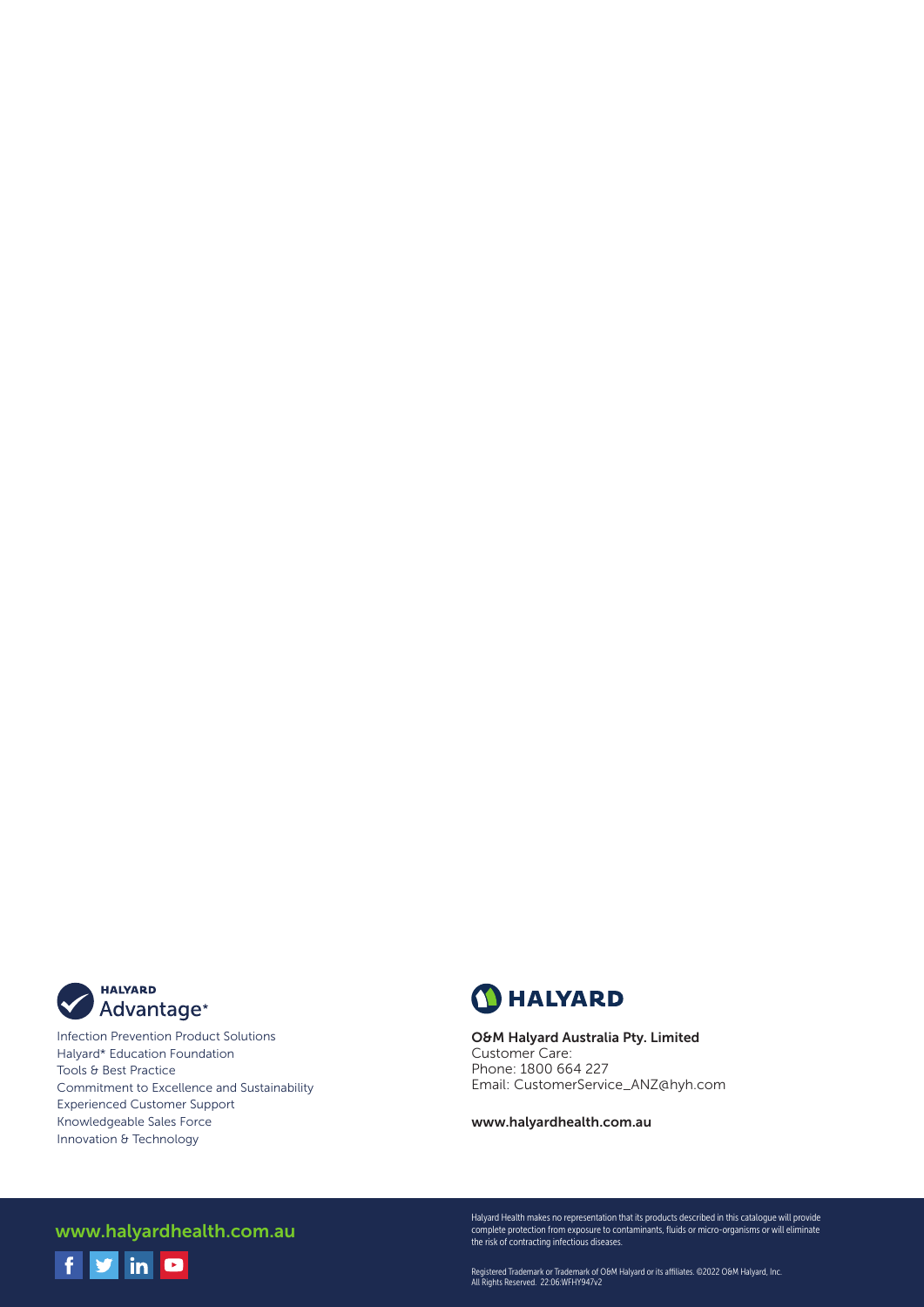HALYARD Advantage*

Infection Prevention Product Solutions
Halyard* Education Foundation
Tools & Best Practice
Commitment to Excellence and Sustainability
Experienced Customer Support
Knowledgeable Sales Force
Innovation & Technology

HALYARD

**O&M Halyard Australia Pty. Limited**
Customer Care:
Phone: 1800 664 227
Email: CustomerService_ANZ@hyh.com

**www.halyardhealth.com.au**

www.halyardhealth.com.au

Halyard Health makes no representation that its products described in this catalogue will provide complete protection from exposure to contaminants, fluids or micro-organisms or will eliminate the risk of contracting infectious diseases.

Registered Trademark or Trademark of O&M Halyard or its affiliates. ©2022 O&M Halyard, Inc. All Rights Reserved. 22:06:WFHY947v2